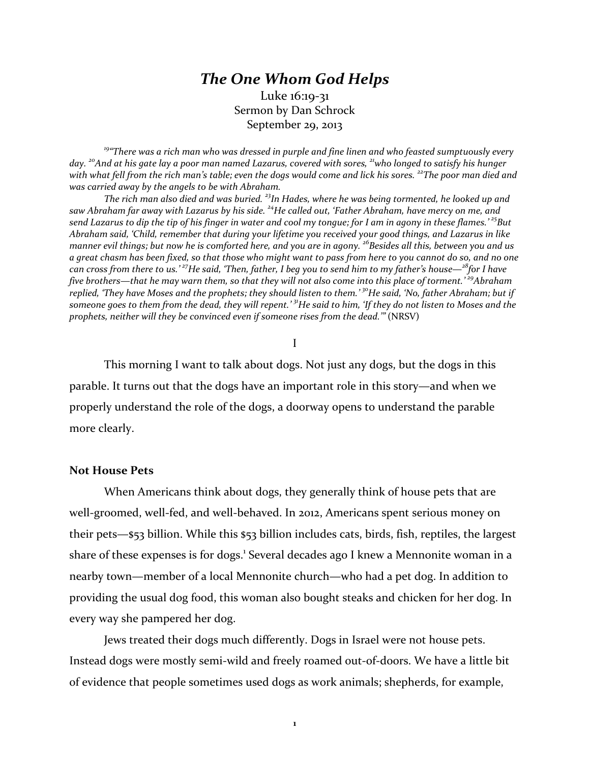# *The One Whom God Helps*

Luke 16:19-31
Sermon by Dan Schrock
September 29, 2013

*[19]"There was a rich man who was dressed in purple and fine linen and who feasted sumptuously every day. [20]And at his gate lay a poor man named Lazarus, covered with sores, [21]who longed to satisfy his hunger with what fell from the rich man's table; even the dogs would come and lick his sores. [22]The poor man died and was carried away by the angels to be with Abraham.*

*The rich man also died and was buried. [23]In Hades, where he was being tormented, he looked up and saw Abraham far away with Lazarus by his side. [24]He called out, 'Father Abraham, have mercy on me, and send Lazarus to dip the tip of his finger in water and cool my tongue; for I am in agony in these flames.' [25]But Abraham said, 'Child, remember that during your lifetime you received your good things, and Lazarus in like manner evil things; but now he is comforted here, and you are in agony. [26]Besides all this, between you and us a great chasm has been fixed, so that those who might want to pass from here to you cannot do so, and no one can cross from there to us.' [27]He said, 'Then, father, I beg you to send him to my father's house—[28]for I have five brothers—that he may warn them, so that they will not also come into this place of torment.' [29]Abraham replied, 'They have Moses and the prophets; they should listen to them.' [30]He said, 'No, father Abraham; but if someone goes to them from the dead, they will repent.' [31]He said to him, 'If they do not listen to Moses and the prophets, neither will they be convinced even if someone rises from the dead.'"* (NRSV)

I

This morning I want to talk about dogs. Not just any dogs, but the dogs in this parable. It turns out that the dogs have an important role in this story—and when we properly understand the role of the dogs, a doorway opens to understand the parable more clearly.

**Not House Pets**

When Americans think about dogs, they generally think of house pets that are well-groomed, well-fed, and well-behaved. In 2012, Americans spent serious money on their pets—$53 billion. While this $53 billion includes cats, birds, fish, reptiles, the largest share of these expenses is for dogs.[1] Several decades ago I knew a Mennonite woman in a nearby town—member of a local Mennonite church—who had a pet dog. In addition to providing the usual dog food, this woman also bought steaks and chicken for her dog. In every way she pampered her dog.

Jews treated their dogs much differently. Dogs in Israel were not house pets. Instead dogs were mostly semi-wild and freely roamed out-of-doors. We have a little bit of evidence that people sometimes used dogs as work animals; shepherds, for example,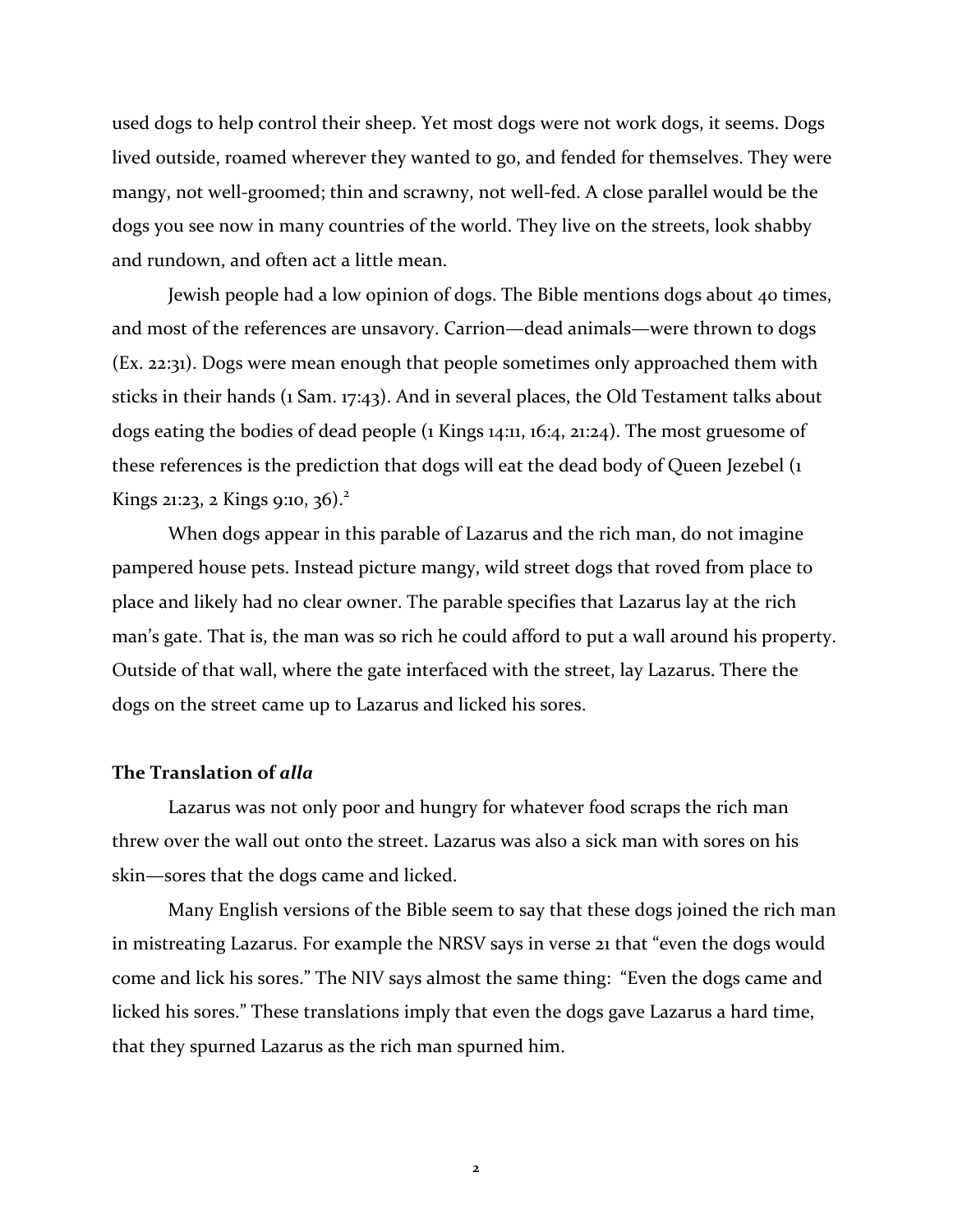used dogs to help control their sheep. Yet most dogs were not work dogs, it seems. Dogs lived outside, roamed wherever they wanted to go, and fended for themselves. They were mangy, not well-groomed; thin and scrawny, not well-fed. A close parallel would be the dogs you see now in many countries of the world. They live on the streets, look shabby and rundown, and often act a little mean.

Jewish people had a low opinion of dogs. The Bible mentions dogs about 40 times, and most of the references are unsavory. Carrion—dead animals—were thrown to dogs (Ex. 22:31). Dogs were mean enough that people sometimes only approached them with sticks in their hands (1 Sam. 17:43). And in several places, the Old Testament talks about dogs eating the bodies of dead people (1 Kings 14:11, 16:4, 21:24). The most gruesome of these references is the prediction that dogs will eat the dead body of Queen Jezebel (1 Kings 21:23, 2 Kings 9:10, 36).[2]

When dogs appear in this parable of Lazarus and the rich man, do not imagine pampered house pets. Instead picture mangy, wild street dogs that roved from place to place and likely had no clear owner. The parable specifies that Lazarus lay at the rich man's gate. That is, the man was so rich he could afford to put a wall around his property. Outside of that wall, where the gate interfaced with the street, lay Lazarus. There the dogs on the street came up to Lazarus and licked his sores.

### The Translation of *alla*

Lazarus was not only poor and hungry for whatever food scraps the rich man threw over the wall out onto the street. Lazarus was also a sick man with sores on his skin—sores that the dogs came and licked.

Many English versions of the Bible seem to say that these dogs joined the rich man in mistreating Lazarus. For example the NRSV says in verse 21 that "even the dogs would come and lick his sores." The NIV says almost the same thing: "Even the dogs came and licked his sores." These translations imply that even the dogs gave Lazarus a hard time, that they spurned Lazarus as the rich man spurned him.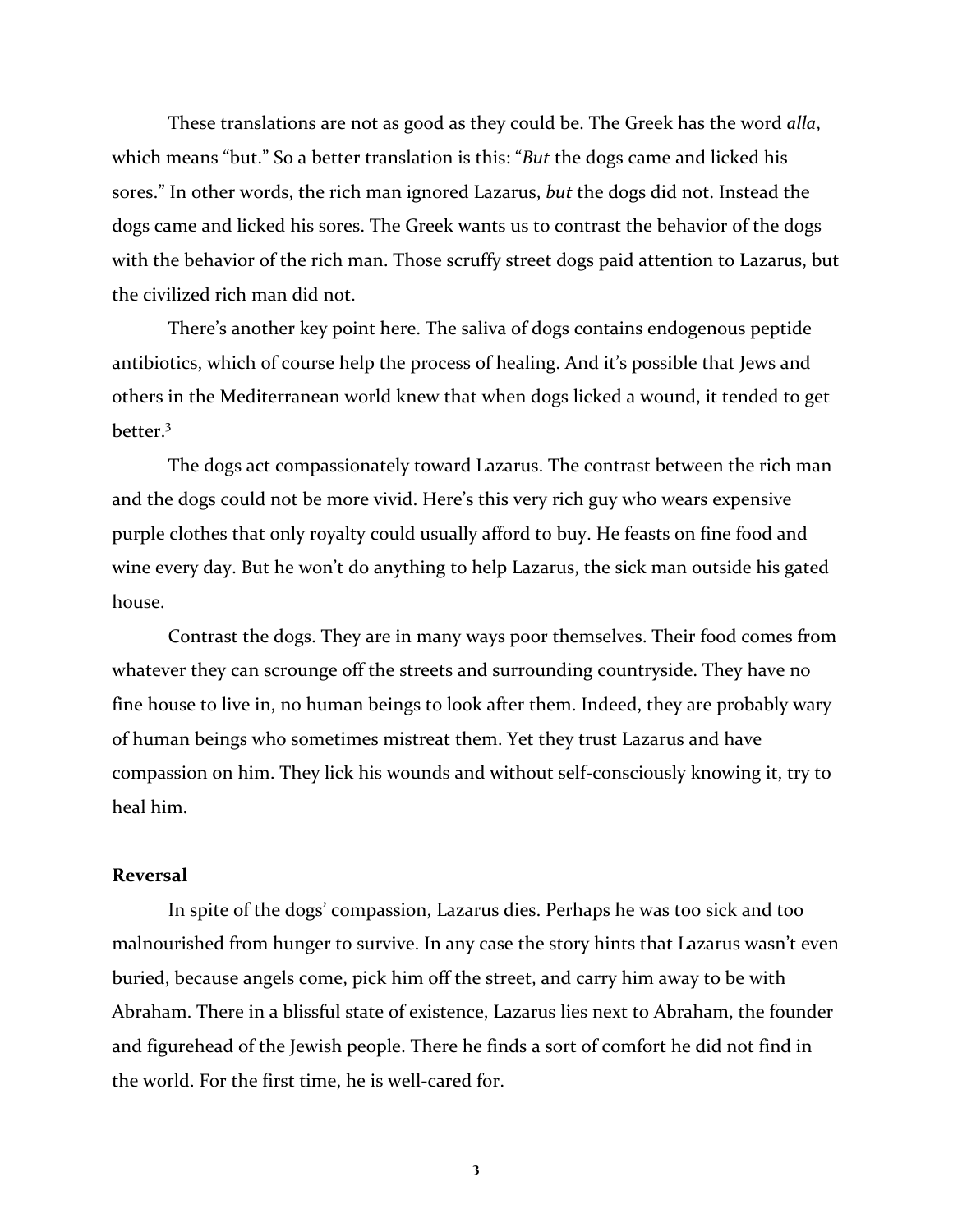These translations are not as good as they could be. The Greek has the word *alla*, which means "but." So a better translation is this: "*But* the dogs came and licked his sores." In other words, the rich man ignored Lazarus, *but* the dogs did not. Instead the dogs came and licked his sores. The Greek wants us to contrast the behavior of the dogs with the behavior of the rich man. Those scruffy street dogs paid attention to Lazarus, but the civilized rich man did not.

There's another key point here. The saliva of dogs contains endogenous peptide antibiotics, which of course help the process of healing. And it's possible that Jews and others in the Mediterranean world knew that when dogs licked a wound, it tended to get better.[3]

The dogs act compassionately toward Lazarus. The contrast between the rich man and the dogs could not be more vivid. Here's this very rich guy who wears expensive purple clothes that only royalty could usually afford to buy. He feasts on fine food and wine every day. But he won't do anything to help Lazarus, the sick man outside his gated house.

Contrast the dogs. They are in many ways poor themselves. Their food comes from whatever they can scrounge off the streets and surrounding countryside. They have no fine house to live in, no human beings to look after them. Indeed, they are probably wary of human beings who sometimes mistreat them. Yet they trust Lazarus and have compassion on him. They lick his wounds and without self-consciously knowing it, try to heal him.

**Reversal**

In spite of the dogs' compassion, Lazarus dies. Perhaps he was too sick and too malnourished from hunger to survive. In any case the story hints that Lazarus wasn't even buried, because angels come, pick him off the street, and carry him away to be with Abraham. There in a blissful state of existence, Lazarus lies next to Abraham, the founder and figurehead of the Jewish people. There he finds a sort of comfort he did not find in the world. For the first time, he is well-cared for.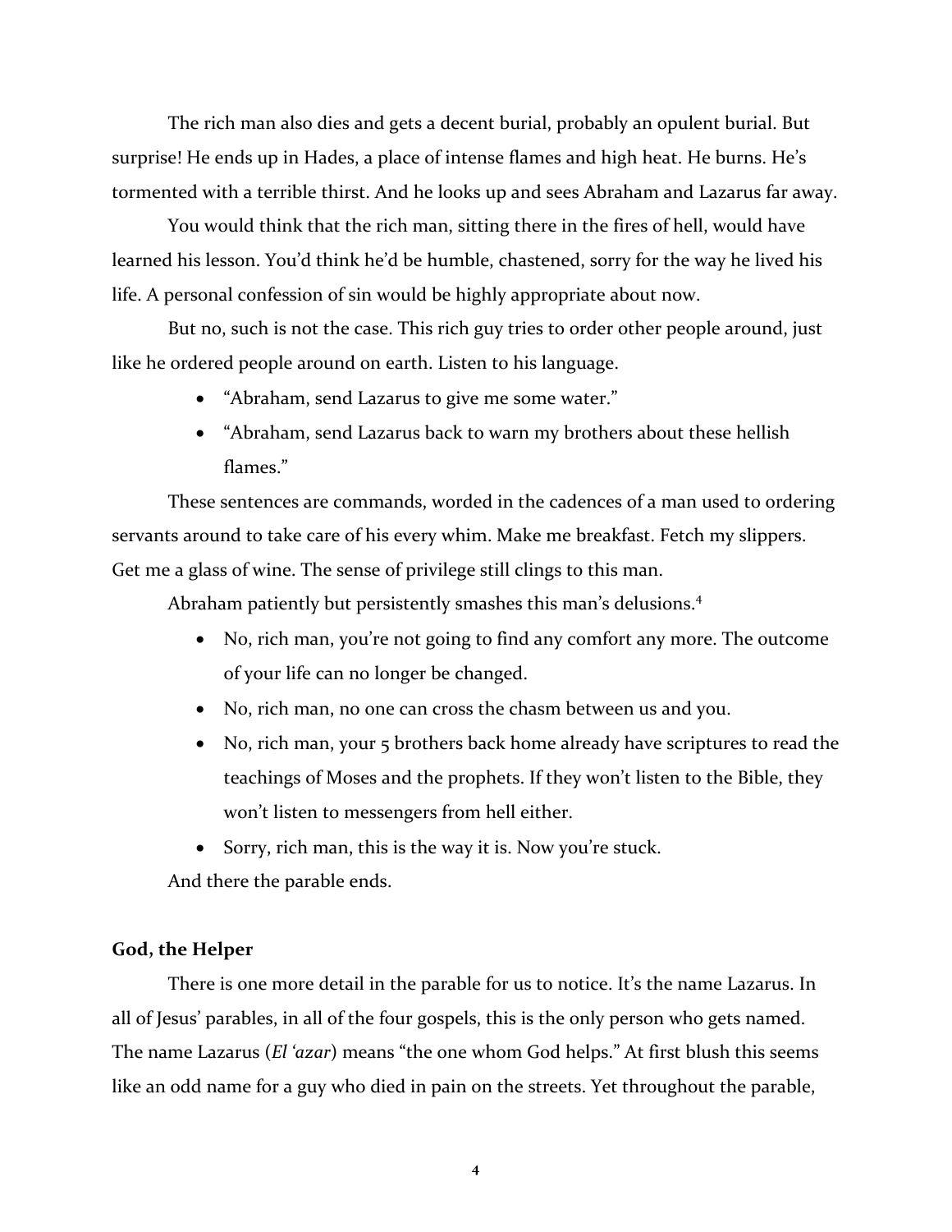The rich man also dies and gets a decent burial, probably an opulent burial. But surprise! He ends up in Hades, a place of intense flames and high heat. He burns. He's tormented with a terrible thirst. And he looks up and sees Abraham and Lazarus far away.

You would think that the rich man, sitting there in the fires of hell, would have learned his lesson. You'd think he'd be humble, chastened, sorry for the way he lived his life. A personal confession of sin would be highly appropriate about now.

But no, such is not the case. This rich guy tries to order other people around, just like he ordered people around on earth. Listen to his language.

- "Abraham, send Lazarus to give me some water."
- "Abraham, send Lazarus back to warn my brothers about these hellish flames."

These sentences are commands, worded in the cadences of a man used to ordering servants around to take care of his every whim. Make me breakfast. Fetch my slippers. Get me a glass of wine. The sense of privilege still clings to this man.

Abraham patiently but persistently smashes this man's delusions.[4]

- No, rich man, you're not going to find any comfort any more. The outcome of your life can no longer be changed.
- No, rich man, no one can cross the chasm between us and you.
- No, rich man, your 5 brothers back home already have scriptures to read the teachings of Moses and the prophets. If they won't listen to the Bible, they won't listen to messengers from hell either.
- Sorry, rich man, this is the way it is. Now you're stuck.

And there the parable ends.

**God, the Helper**

There is one more detail in the parable for us to notice. It's the name Lazarus. In all of Jesus' parables, in all of the four gospels, this is the only person who gets named. The name Lazarus (*El 'azar*) means "the one whom God helps." At first blush this seems like an odd name for a guy who died in pain on the streets. Yet throughout the parable,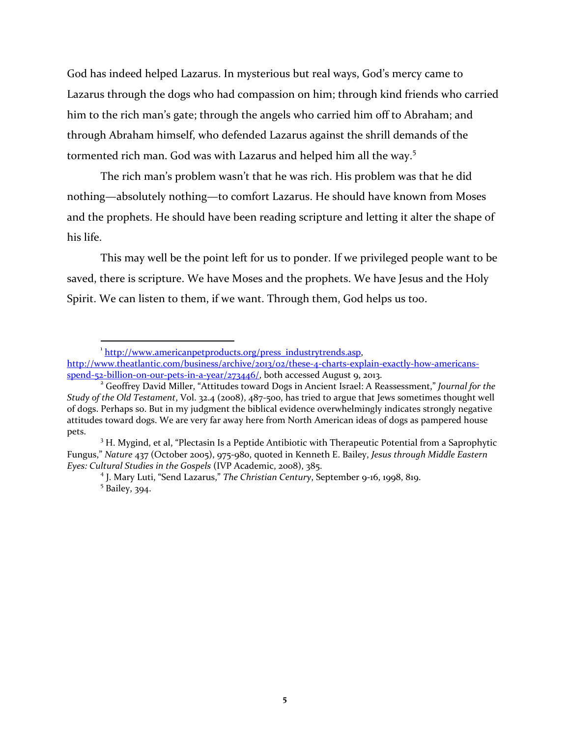God has indeed helped Lazarus. In mysterious but real ways, God's mercy came to Lazarus through the dogs who had compassion on him; through kind friends who carried him to the rich man's gate; through the angels who carried him off to Abraham; and through Abraham himself, who defended Lazarus against the shrill demands of the tormented rich man. God was with Lazarus and helped him all the way.[5]

The rich man's problem wasn't that he was rich. His problem was that he did nothing—absolutely nothing—to comfort Lazarus. He should have known from Moses and the prophets. He should have been reading scripture and letting it alter the shape of his life.

This may well be the point left for us to ponder. If we privileged people want to be saved, there is scripture. We have Moses and the prophets. We have Jesus and the Holy Spirit. We can listen to them, if we want. Through them, God helps us too.

---

[1] http://www.americanpetproducts.org/press_industrytrends.asp, http://www.theatlantic.com/business/archive/2013/02/these-4-charts-explain-exactly-how-americans-spend-52-billion-on-our-pets-in-a-year/273446/, both accessed August 9, 2013.

[2] Geoffrey David Miller, "Attitudes toward Dogs in Ancient Israel: A Reassessment," *Journal for the Study of the Old Testament*, Vol. 32.4 (2008), 487-500, has tried to argue that Jews sometimes thought well of dogs. Perhaps so. But in my judgment the biblical evidence overwhelmingly indicates strongly negative attitudes toward dogs. We are very far away here from North American ideas of dogs as pampered house pets.

[3] H. Mygind, et al, "Plectasin Is a Peptide Antibiotic with Therapeutic Potential from a Saprophytic Fungus," *Nature* 437 (October 2005), 975-980, quoted in Kenneth E. Bailey, *Jesus through Middle Eastern Eyes: Cultural Studies in the Gospels* (IVP Academic, 2008), 385.

[4] J. Mary Luti, "Send Lazarus," *The Christian Century*, September 9-16, 1998, 819.

[5] Bailey, 394.